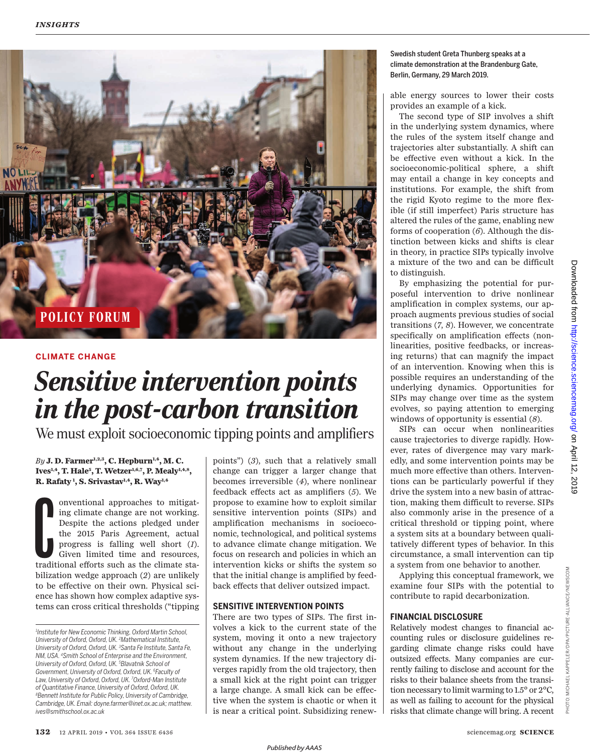CLIMATE CHANGE

# Sensitive intervention points in the post-carbon transition

## We must exploit socioeconomic tipping points and amplifiers

*By* **J. D. Farmer**[1,2,3], **C. Hepburn**[1,4], **M. C. Ives**[1,4], **T. Hale**[5], **T. Wetzer**[1,6,7], **P. Mealy**[1,4,8], **R. Rafaty**[1], **S. Srivastav**[1,4], **R. Way**[1,4]

[1]Institute for New Economic Thinking, Oxford Martin School, University of Oxford, Oxford, UK. [2]Mathematical Institute, University of Oxford, Oxford, UK. [3]Santa Fe Institute, Santa Fe, NM, USA. [4]Smith School of Enterprise and the Environment, University of Oxford, Oxford, UK. [5]Blavatnik School of Government, University of Oxford, Oxford, UK. [6]Faculty of Law, University of Oxford, Oxford, UK. [7]Oxford-Man Institute of Quantitative Finance, University of Oxford, Oxford, UK. [8]Bennett Institute for Public Policy, University of Cambridge, Cambridge, UK. Email: doyne.farmer@inet.ox.ac.uk; matthew.ives@smithschool.ox.ac.uk

Conventional approaches to mitigating climate change are not working. Despite the actions pledged under the 2015 Paris Agreement, actual progress is falling well short (*1*). Given limited time and resources, traditional efforts such as the climate stabilization wedge approach (*2*) are unlikely to be effective on their own. Physical science has shown how complex adaptive systems can cross critical thresholds ("tipping points") (*3*), such that a relatively small change can trigger a larger change that becomes irreversible (*4*), where nonlinear feedback effects act as amplifiers (*5*). We propose to examine how to exploit similar sensitive intervention points (SIPs) and amplification mechanisms in socioeconomic, technological, and political systems to advance climate change mitigation. We focus on research and policies in which an intervention kicks or shifts the system so that the initial change is amplified by feedback effects that deliver outsized impact.

### SENSITIVE INTERVENTION POINTS

There are two types of SIPs. The first involves a kick to the current state of the system, moving it onto a new trajectory without any change in the underlying system dynamics. If the new trajectory diverges rapidly from the old trajectory, then a small kick at the right point can trigger a large change. A small kick can be effective when the system is chaotic or when it is near a critical point. Subsidizing renewable energy sources to lower their costs provides an example of a kick.

Swedish student Greta Thunberg speaks at a climate demonstration at the Brandenburg Gate, Berlin, Germany, 29 March 2019.

The second type of SIP involves a shift in the underlying system dynamics, where the rules of the system itself change and trajectories alter substantially. A shift can be effective even without a kick. In the socioeconomic-political sphere, a shift may entail a change in key concepts and institutions. For example, the shift from the rigid Kyoto regime to the more flexible (if still imperfect) Paris structure has altered the rules of the game, enabling new forms of cooperation (*6*). Although the distinction between kicks and shifts is clear in theory, in practice SIPs typically involve a mixture of the two and can be difficult to distinguish.

By emphasizing the potential for purposeful intervention to drive nonlinear amplification in complex systems, our approach augments previous studies of social transitions (*7*, *8*). However, we concentrate specifically on amplification effects (nonlinearities, positive feedbacks, or increasing returns) that can magnify the impact of an intervention. Knowing when this is possible requires an understanding of the underlying dynamics. Opportunities for SIPs may change over time as the system evolves, so paying attention to emerging windows of opportunity is essential (*8*).

SIPs can occur when nonlinearities cause trajectories to diverge rapidly. However, rates of divergence may vary markedly, and some intervention points may be much more effective than others. Interventions can be particularly powerful if they drive the system into a new basin of attraction, making them difficult to reverse. SIPs also commonly arise in the presence of a critical threshold or tipping point, where a system sits at a boundary between qualitatively different types of behavior. In this circumstance, a small intervention can tip a system from one behavior to another.

Applying this conceptual framework, we examine four SIPs with the potential to contribute to rapid decarbonization.

### FINANCIAL DISCLOSURE

Relatively modest changes to financial accounting rules or disclosure guidelines regarding climate change risks could have outsized effects. Many companies are currently failing to disclose and account for the risks to their balance sheets from the transition necessary to limit warming to 1.5° or 2°C, as well as failing to account for the physical risks that climate change will bring. A recent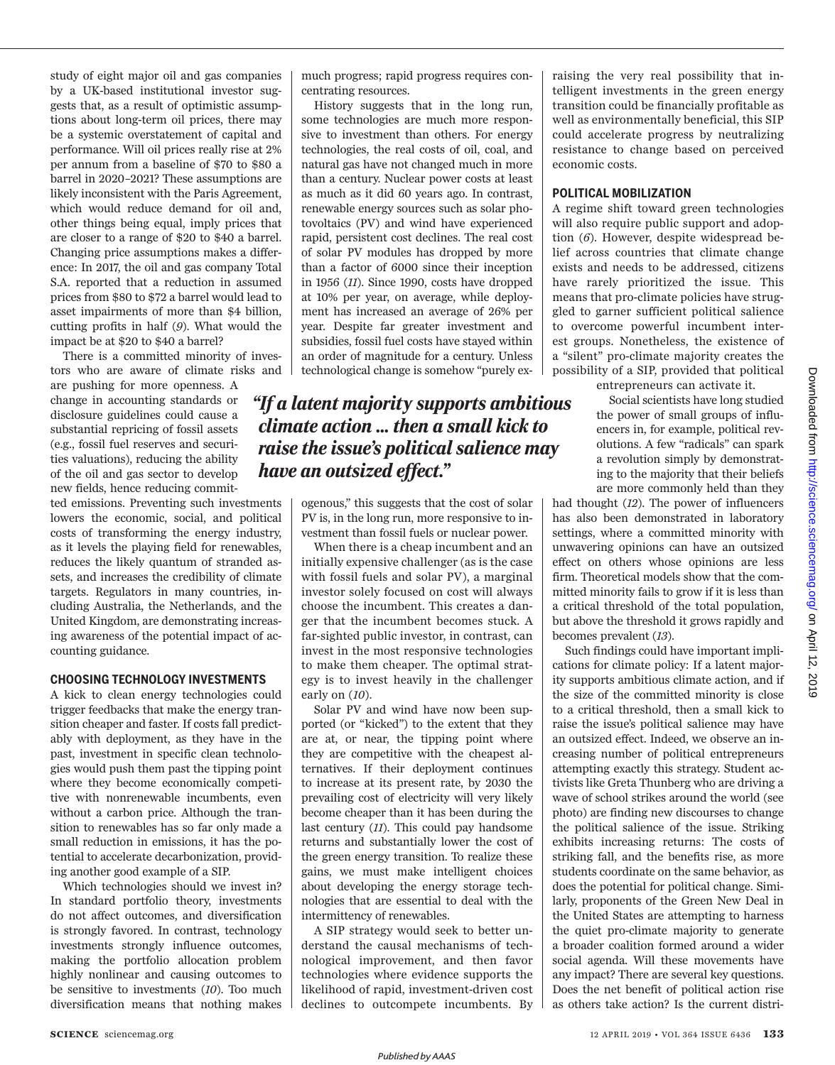study of eight major oil and gas companies by a UK-based institutional investor suggests that, as a result of optimistic assumptions about long-term oil prices, there may be a systemic overstatement of capital and performance. Will oil prices really rise at 2% per annum from a baseline of $70 to $80 a barrel in 2020–2021? These assumptions are likely inconsistent with the Paris Agreement, which would reduce demand for oil and, other things being equal, imply prices that are closer to a range of $20 to $40 a barrel. Changing price assumptions makes a difference: In 2017, the oil and gas company Total S.A. reported that a reduction in assumed prices from $80 to $72 a barrel would lead to asset impairments of more than $4 billion, cutting profits in half (9). What would the impact be at $20 to $40 a barrel?

There is a committed minority of investors who are aware of climate risks and are pushing for more openness. A change in accounting standards or disclosure guidelines could cause a substantial repricing of fossil assets (e.g., fossil fuel reserves and securities valuations), reducing the ability of the oil and gas sector to develop new fields, hence reducing committed emissions. Preventing such investments lowers the economic, social, and political costs of transforming the energy industry, as it levels the playing field for renewables, reduces the likely quantum of stranded assets, and increases the credibility of climate targets. Regulators in many countries, including Australia, the Netherlands, and the United Kingdom, are demonstrating increasing awareness of the potential impact of accounting guidance.

### CHOOSING TECHNOLOGY INVESTMENTS

A kick to clean energy technologies could trigger feedbacks that make the energy transition cheaper and faster. If costs fall predictably with deployment, as they have in the past, investment in specific clean technologies would push them past the tipping point where they become economically competitive with nonrenewable incumbents, even without a carbon price. Although the transition to renewables has so far only made a small reduction in emissions, it has the potential to accelerate decarbonization, providing another good example of a SIP.

Which technologies should we invest in? In standard portfolio theory, investments do not affect outcomes, and diversification is strongly favored. In contrast, technology investments strongly influence outcomes, making the portfolio allocation problem highly nonlinear and causing outcomes to be sensitive to investments (10). Too much diversification means that nothing makes much progress; rapid progress requires concentrating resources.

History suggests that in the long run, some technologies are much more responsive to investment than others. For energy technologies, the real costs of oil, coal, and natural gas have not changed much in more than a century. Nuclear power costs at least as much as it did 60 years ago. In contrast, renewable energy sources such as solar photovoltaics (PV) and wind have experienced rapid, persistent cost declines. The real cost of solar PV modules has dropped by more than a factor of 6000 since their inception in 1956 (11). Since 1990, costs have dropped at 10% per year, on average, while deployment has increased an average of 26% per year. Despite far greater investment and subsidies, fossil fuel costs have stayed within an order of magnitude for a century. Unless technological change is somehow "purely exogenous," this suggests that the cost of solar PV is, in the long run, more responsive to investment than fossil fuels or nuclear power.

> *"If a latent majority supports ambitious climate action ... then a small kick to raise the issue's political salience may have an outsized effect."*

When there is a cheap incumbent and an initially expensive challenger (as is the case with fossil fuels and solar PV), a marginal investor solely focused on cost will always choose the incumbent. This creates a danger that the incumbent becomes stuck. A far-sighted public investor, in contrast, can invest in the most responsive technologies to make them cheaper. The optimal strategy is to invest heavily in the challenger early on (10).

Solar PV and wind have now been supported (or "kicked") to the extent that they are at, or near, the tipping point where they are competitive with the cheapest alternatives. If their deployment continues to increase at its present rate, by 2030 the prevailing cost of electricity will very likely become cheaper than it has been during the last century (11). This could pay handsome returns and substantially lower the cost of the green energy transition. To realize these gains, we must make intelligent choices about developing the energy storage technologies that are essential to deal with the intermittency of renewables.

A SIP strategy would seek to better understand the causal mechanisms of technological improvement, and then favor technologies where evidence supports the likelihood of rapid, investment-driven cost declines to outcompete incumbents. By raising the very real possibility that intelligent investments in the green energy transition could be financially profitable as well as environmentally beneficial, this SIP could accelerate progress by neutralizing resistance to change based on perceived economic costs.

### POLITICAL MOBILIZATION

A regime shift toward green technologies will also require public support and adoption (6). However, despite widespread belief across countries that climate change exists and needs to be addressed, citizens have rarely prioritized the issue. This means that pro-climate policies have struggled to garner sufficient political salience to overcome powerful incumbent interest groups. Nonetheless, the existence of a "silent" pro-climate majority creates the possibility of a SIP, provided that political entrepreneurs can activate it.

Social scientists have long studied the power of small groups of influencers in, for example, political revolutions. A few "radicals" can spark a revolution simply by demonstrating to the majority that their beliefs are more commonly held than they had thought (12). The power of influencers has also been demonstrated in laboratory settings, where a committed minority with unwavering opinions can have an outsized effect on others whose opinions are less firm. Theoretical models show that the committed minority fails to grow if it is less than a critical threshold of the total population, but above the threshold it grows rapidly and becomes prevalent (13).

Such findings could have important implications for climate policy: If a latent majority supports ambitious climate action, and if the size of the committed minority is close to a critical threshold, then a small kick to raise the issue's political salience may have an outsized effect. Indeed, we observe an increasing number of political entrepreneurs attempting exactly this strategy. Student activists like Greta Thunberg who are driving a wave of school strikes around the world (see photo) are finding new discourses to change the political salience of the issue. Striking exhibits increasing returns: The costs of striking fall, and the benefits rise, as more students coordinate on the same behavior, as does the potential for political change. Similarly, proponents of the Green New Deal in the United States are attempting to harness the quiet pro-climate majority to generate a broader coalition formed around a wider social agenda. Will these movements have any impact? There are several key questions. Does the net benefit of political action rise as others take action? Is the current distri-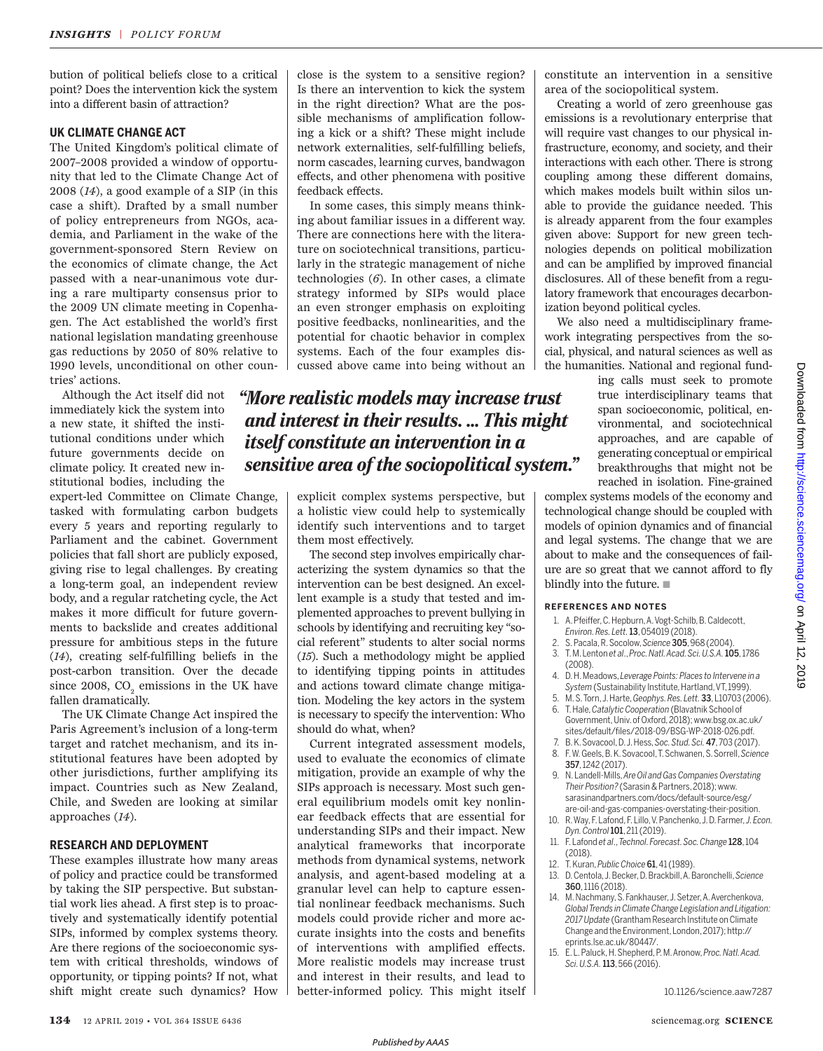bution of political beliefs close to a critical point? Does the intervention kick the system into a different basin of attraction?

### UK CLIMATE CHANGE ACT

The United Kingdom's political climate of 2007–2008 provided a window of opportunity that led to the Climate Change Act of 2008 (*14*), a good example of a SIP (in this case a shift). Drafted by a small number of policy entrepreneurs from NGOs, academia, and Parliament in the wake of the government-sponsored Stern Review on the economics of climate change, the Act passed with a near-unanimous vote during a rare multiparty consensus prior to the 2009 UN climate meeting in Copenhagen. The Act established the world's first national legislation mandating greenhouse gas reductions by 2050 of 80% relative to 1990 levels, unconditional on other countries' actions.

Although the Act itself did not immediately kick the system into a new state, it shifted the institutional conditions under which future governments decide on climate policy. It created new institutional bodies, including the expert-led Committee on Climate Change, tasked with formulating carbon budgets every 5 years and reporting regularly to Parliament and the cabinet. Government policies that fall short are publicly exposed, giving rise to legal challenges. By creating a long-term goal, an independent review body, and a regular ratcheting cycle, the Act makes it more difficult for future governments to backslide and creates additional pressure for ambitious steps in the future (*14*), creating self-fulfilling beliefs in the post-carbon transition. Over the decade since 2008, $CO_2$ emissions in the UK have fallen dramatically.

The UK Climate Change Act inspired the Paris Agreement's inclusion of a long-term target and ratchet mechanism, and its institutional features have been adopted by other jurisdictions, further amplifying its impact. Countries such as New Zealand, Chile, and Sweden are looking at similar approaches (*14*).

### RESEARCH AND DEPLOYMENT

These examples illustrate how many areas of policy and practice could be transformed by taking the SIP perspective. But substantial work lies ahead. A first step is to proactively and systematically identify potential SIPs, informed by complex systems theory. Are there regions of the socioeconomic system with critical thresholds, windows of opportunity, or tipping points? If not, what shift might create such dynamics? How close is the system to a sensitive region? Is there an intervention to kick the system in the right direction? What are the possible mechanisms of amplification following a kick or a shift? These might include network externalities, self-fulfilling beliefs, norm cascades, learning curves, bandwagon effects, and other phenomena with positive feedback effects.

In some cases, this simply means thinking about familiar issues in a different way. There are connections here with the literature on sociotechnical transitions, particularly in the strategic management of niche technologies (*6*). In other cases, a climate strategy informed by SIPs would place an even stronger emphasis on exploiting positive feedbacks, nonlinearities, and the potential for chaotic behavior in complex systems. Each of the four examples discussed above came into being without an explicit complex systems perspective, but a holistic view could help to systemically identify such interventions and to target them most effectively.

> ***"More realistic models may increase trust and interest in their results. ... This might itself constitute an intervention in a sensitive area of the sociopolitical system."***

The second step involves empirically characterizing the system dynamics so that the intervention can be best designed. An excellent example is a study that tested and implemented approaches to prevent bullying in schools by identifying and recruiting key "social referent" students to alter social norms (*15*). Such a methodology might be applied to identifying tipping points in attitudes and actions toward climate change mitigation. Modeling the key actors in the system is necessary to specify the intervention: Who should do what, when?

Current integrated assessment models, used to evaluate the economics of climate mitigation, provide an example of why the SIPs approach is necessary. Most such general equilibrium models omit key nonlinear feedback effects that are essential for understanding SIPs and their impact. New analytical frameworks that incorporate methods from dynamical systems, network analysis, and agent-based modeling at a granular level can help to capture essential nonlinear feedback mechanisms. Such models could provide richer and more accurate insights into the costs and benefits of interventions with amplified effects. More realistic models may increase trust and interest in their results, and lead to better-informed policy. This might itself constitute an intervention in a sensitive area of the sociopolitical system.

Creating a world of zero greenhouse gas emissions is a revolutionary enterprise that will require vast changes to our physical infrastructure, economy, and society, and their interactions with each other. There is strong coupling among these different domains, which makes models built within silos unable to provide the guidance needed. This is already apparent from the four examples given above: Support for new green technologies depends on political mobilization and can be amplified by improved financial disclosures. All of these benefit from a regulatory framework that encourages decarbonization beyond political cycles.

We also need a multidisciplinary framework integrating perspectives from the social, physical, and natural sciences as well as the humanities. National and regional funding calls must seek to promote true interdisciplinary teams that span socioeconomic, political, environmental, and sociotechnical approaches, and are capable of generating conceptual or empirical breakthroughs that might not be reached in isolation. Fine-grained complex systems models of the economy and technological change should be coupled with models of opinion dynamics and of financial and legal systems. The change that we are about to make and the consequences of failure are so great that we cannot afford to fly blindly into the future. ■

#### REFERENCES AND NOTES

1. A. Pfeiffer, C. Hepburn, A. Vogt-Schilb, B. Caldecott, *Environ. Res. Lett.* **13**, 054019 (2018).
2. S. Pacala, R. Socolow, *Science* **305**, 968 (2004).
3. T. M. Lenton *et al.*, *Proc. Natl. Acad. Sci. U.S.A.* **105**, 1786 (2008).
4. D. H. Meadows, *Leverage Points: Places to Intervene in a System* (Sustainability Institute, Hartland, VT, 1999).
5. M. S. Torn, J. Harte, *Geophys. Res. Lett.* **33**, L10703 (2006).
6. T. Hale, *Catalytic Cooperation* (Blavatnik School of Government, Univ. of Oxford, 2018); www.bsg.ox.ac.uk/sites/default/files/2018-09/BSG-WP-2018-026.pdf.
7. B. K. Sovacool, D. J. Hess, *Soc. Stud. Sci.* **47**, 703 (2017).
8. F. W. Geels, B. K. Sovacool, T. Schwanen, S. Sorrell, *Science* **357**, 1242 (2017).
9. N. Landell-Mills, *Are Oil and Gas Companies Overstating Their Position?* (Sarasin & Partners, 2018); www.sarasinandpartners.com/docs/default-source/esg/are-oil-and-gas-companies-overstating-their-position.
10. R. Way, F. Lafond, F. Lillo, V. Panchenko, J. D. Farmer, *J. Econ. Dyn. Control* **101**, 211 (2019).
11. F. Lafond *et al.*, *Technol. Forecast. Soc. Change* **128**, 104 (2018).
12. T. Kuran, *Public Choice* **61**, 41 (1989).
13. D. Centola, J. Becker, D. Brackbill, A. Baronchelli, *Science* **360**, 1116 (2018).
14. M. Nachmany, S. Fankhauser, J. Setzer, A. Averchenkova, *Global Trends in Climate Change Legislation and Litigation: 2017 Update* (Grantham Research Institute on Climate Change and the Environment, London, 2017); http://eprints.lse.ac.uk/80447/.
15. E. L. Paluck, H. Shepherd, P. M. Aronow, *Proc. Natl. Acad. Sci. U.S.A.* **113**, 566 (2016).

10.1126/science.aaw7287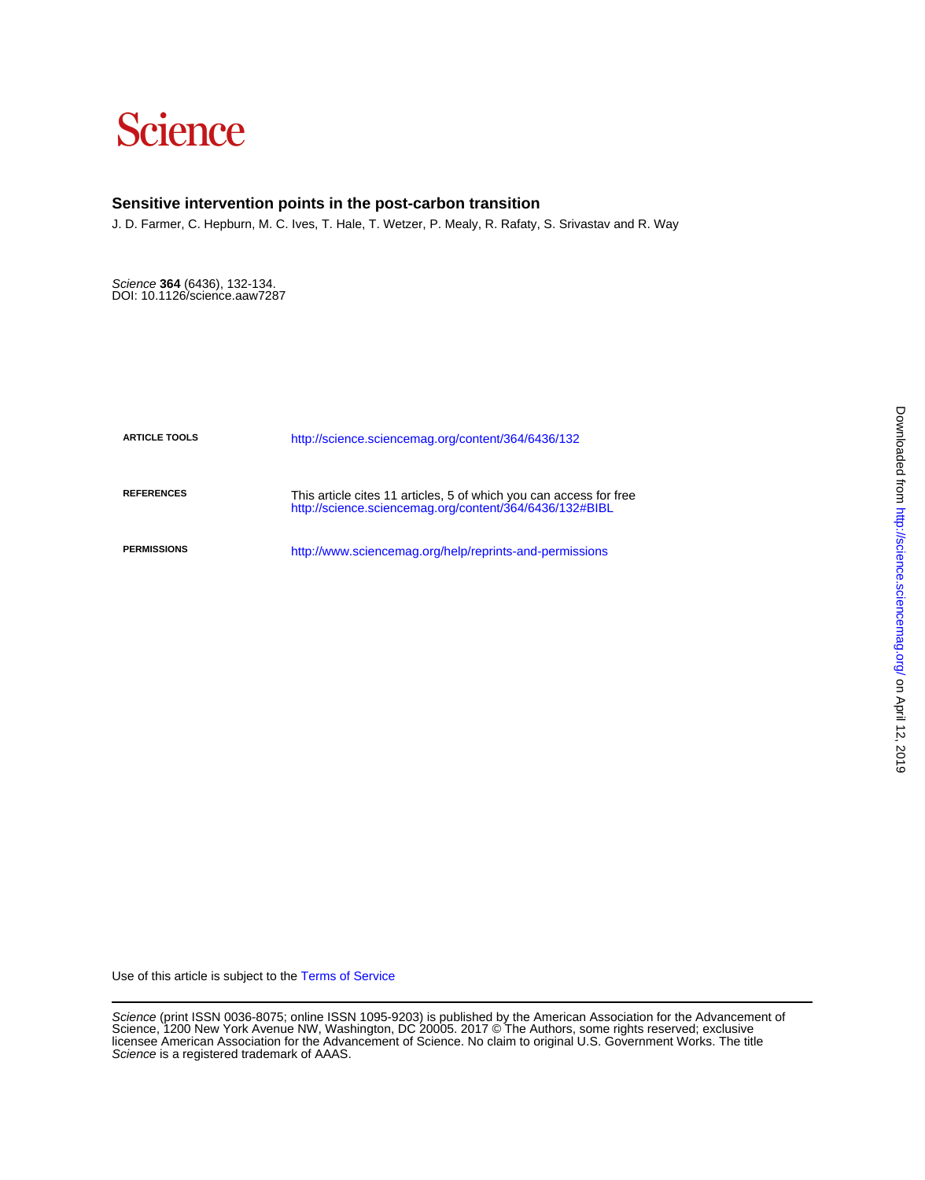# Science

## Sensitive intervention points in the post-carbon transition

J. D. Farmer, C. Hepburn, M. C. Ives, T. Hale, T. Wetzer, P. Mealy, R. Rafaty, S. Srivastav and R. Way

*Science* **364** (6436), 132-134.
DOI: 10.1126/science.aaw7287

| | |
|---|---|
| **ARTICLE TOOLS** | http://science.sciencemag.org/content/364/6436/132 |
| **REFERENCES** | This article cites 11 articles, 5 of which you can access for free http://science.sciencemag.org/content/364/6436/132#BIBL |
| **PERMISSIONS** | http://www.sciencemag.org/help/reprints-and-permissions |

Use of this article is subject to the Terms of Service

*Science* (print ISSN 0036-8075; online ISSN 1095-9203) is published by the American Association for the Advancement of Science, 1200 New York Avenue NW, Washington, DC 20005. 2017 © The Authors, some rights reserved; exclusive licensee American Association for the Advancement of Science. No claim to original U.S. Government Works. The title *Science* is a registered trademark of AAAS.

Downloaded from http://science.sciencemag.org/ on April 12, 2019